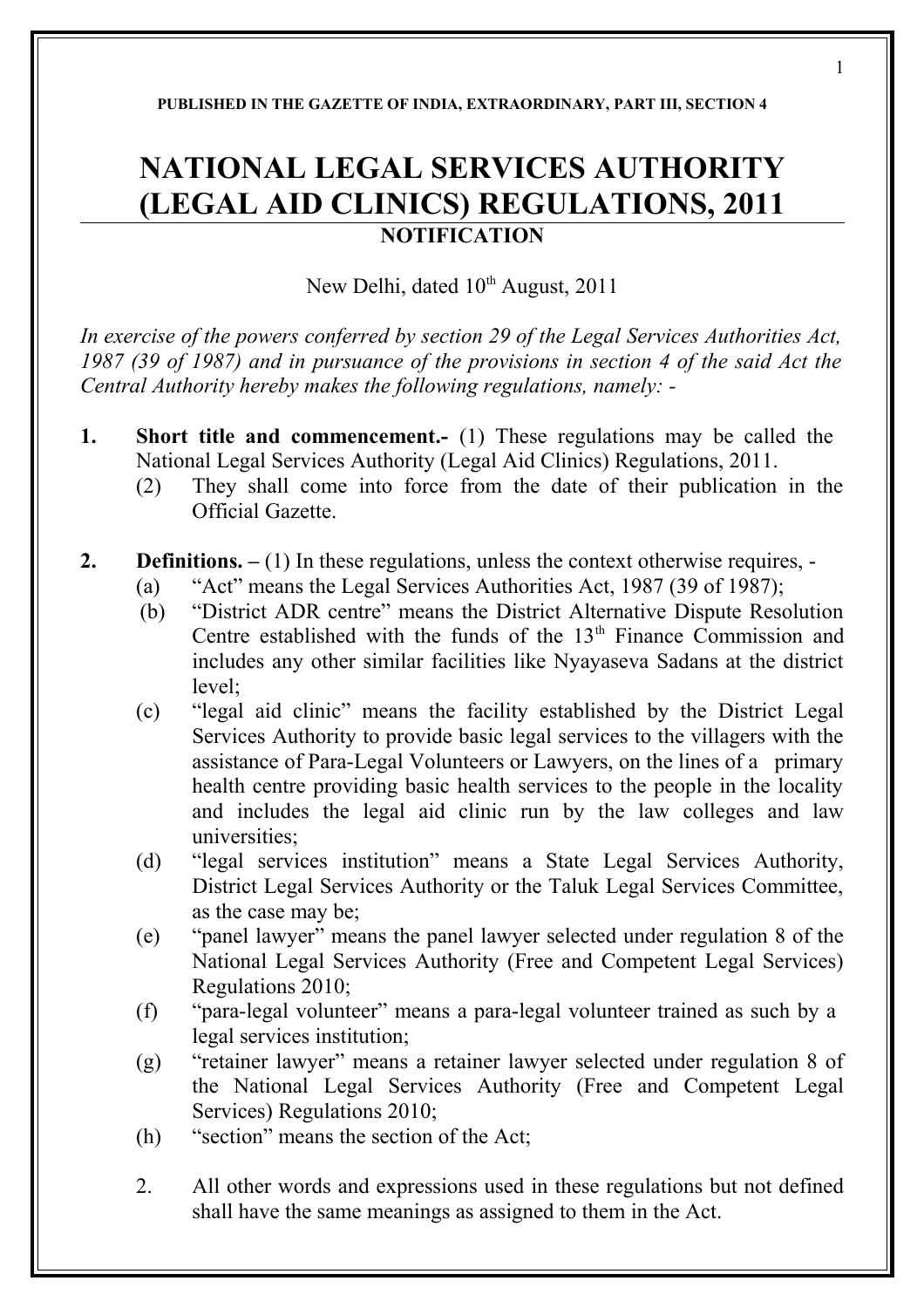PUBLISHED IN THE GAZETTE OF INDIA, EXTRAORDINARY, PART III, SECTION 4

# NATIONAL LEGAL SERVICES AUTHORITY (LEGAL AID CLINICS) REGULATIONS, 2011

## NOTIFICATION

New Delhi, dated 10th August, 2011

*In exercise of the powers conferred by section 29 of the Legal Services Authorities Act, 1987 (39 of 1987) and in pursuance of the provisions in section 4 of the said Act the Central Authority hereby makes the following regulations, namely: -*

**1. Short title and commencement.-** (1) These regulations may be called the National Legal Services Authority (Legal Aid Clinics) Regulations, 2011.

(2) They shall come into force from the date of their publication in the Official Gazette.

**2. Definitions. –** (1) In these regulations, unless the context otherwise requires, -

(a) "Act" means the Legal Services Authorities Act, 1987 (39 of 1987);

(b) "District ADR centre" means the District Alternative Dispute Resolution Centre established with the funds of the 13th Finance Commission and includes any other similar facilities like Nyayaseva Sadans at the district level;

(c) "legal aid clinic" means the facility established by the District Legal Services Authority to provide basic legal services to the villagers with the assistance of Para-Legal Volunteers or Lawyers, on the lines of a primary health centre providing basic health services to the people in the locality and includes the legal aid clinic run by the law colleges and law universities;

(d) "legal services institution" means a State Legal Services Authority, District Legal Services Authority or the Taluk Legal Services Committee, as the case may be;

(e) "panel lawyer" means the panel lawyer selected under regulation 8 of the National Legal Services Authority (Free and Competent Legal Services) Regulations 2010;

(f) "para-legal volunteer" means a para-legal volunteer trained as such by a legal services institution;

(g) "retainer lawyer" means a retainer lawyer selected under regulation 8 of the National Legal Services Authority (Free and Competent Legal Services) Regulations 2010;

(h) "section" means the section of the Act;

2. All other words and expressions used in these regulations but not defined shall have the same meanings as assigned to them in the Act.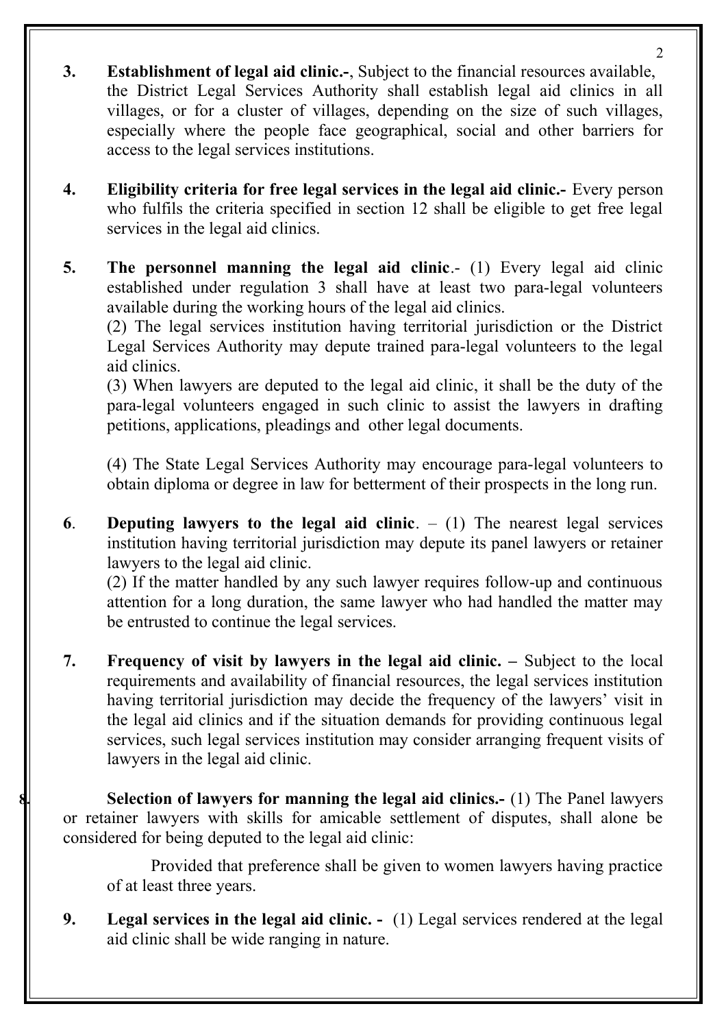**3. Establishment of legal aid clinic.-**, Subject to the financial resources available, the District Legal Services Authority shall establish legal aid clinics in all villages, or for a cluster of villages, depending on the size of such villages, especially where the people face geographical, social and other barriers for access to the legal services institutions.

**4. Eligibility criteria for free legal services in the legal aid clinic.-** Every person who fulfils the criteria specified in section 12 shall be eligible to get free legal services in the legal aid clinics.

**5. The personnel manning the legal aid clinic**.- (1) Every legal aid clinic established under regulation 3 shall have at least two para-legal volunteers available during the working hours of the legal aid clinics.

(2) The legal services institution having territorial jurisdiction or the District Legal Services Authority may depute trained para-legal volunteers to the legal aid clinics.

(3) When lawyers are deputed to the legal aid clinic, it shall be the duty of the para-legal volunteers engaged in such clinic to assist the lawyers in drafting petitions, applications, pleadings and other legal documents.

(4) The State Legal Services Authority may encourage para-legal volunteers to obtain diploma or degree in law for betterment of their prospects in the long run.

**6**. **Deputing lawyers to the legal aid clinic**. – (1) The nearest legal services institution having territorial jurisdiction may depute its panel lawyers or retainer lawyers to the legal aid clinic.

(2) If the matter handled by any such lawyer requires follow-up and continuous attention for a long duration, the same lawyer who had handled the matter may be entrusted to continue the legal services.

**7. Frequency of visit by lawyers in the legal aid clinic. –** Subject to the local requirements and availability of financial resources, the legal services institution having territorial jurisdiction may decide the frequency of the lawyers' visit in the legal aid clinics and if the situation demands for providing continuous legal services, such legal services institution may consider arranging frequent visits of lawyers in the legal aid clinic.

**8. Selection of lawyers for manning the legal aid clinics.-** (1) The Panel lawyers or retainer lawyers with skills for amicable settlement of disputes, shall alone be considered for being deputed to the legal aid clinic:

Provided that preference shall be given to women lawyers having practice of at least three years.

**9. Legal services in the legal aid clinic. -** (1) Legal services rendered at the legal aid clinic shall be wide ranging in nature.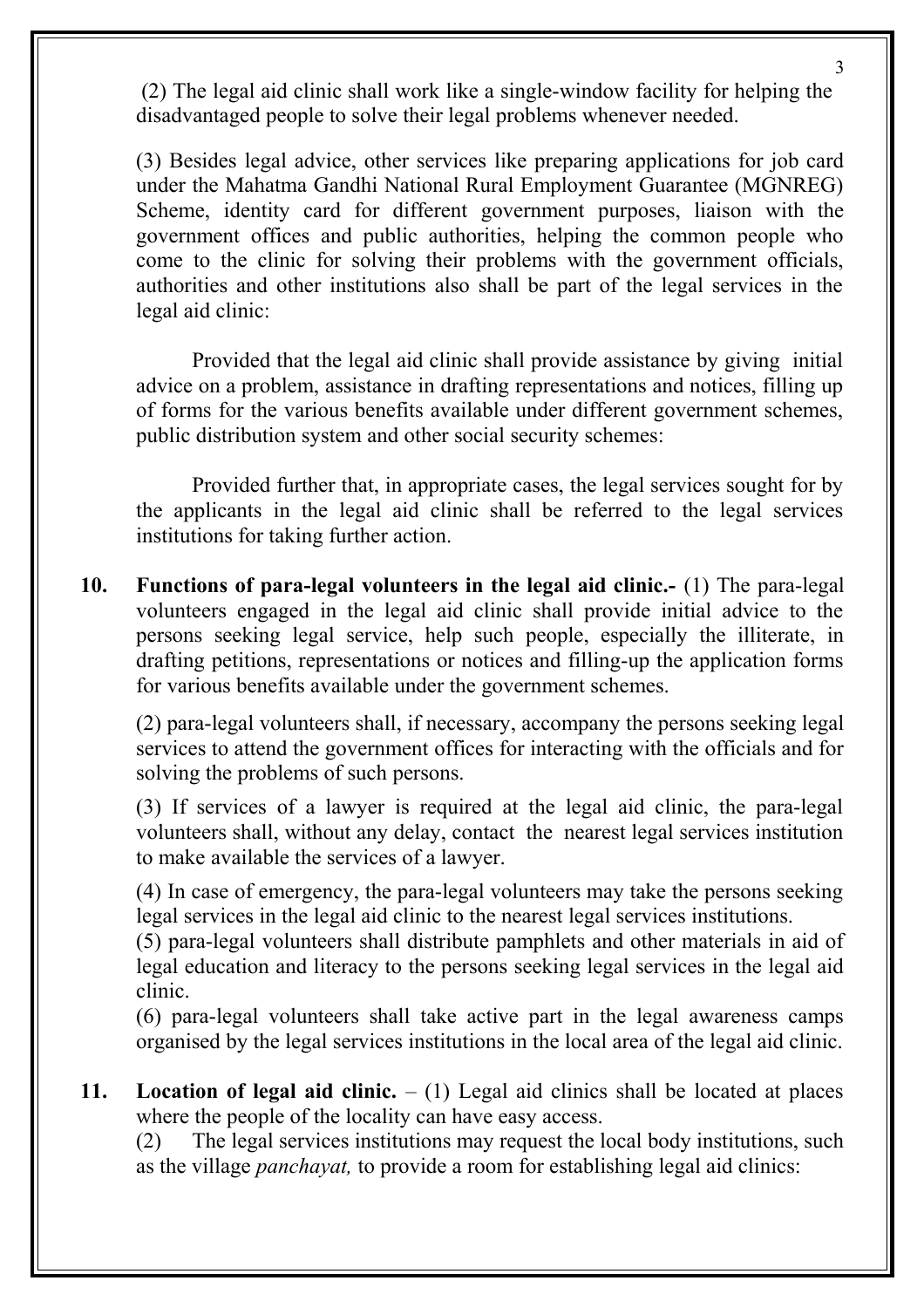(2) The legal aid clinic shall work like a single-window facility for helping the disadvantaged people to solve their legal problems whenever needed.

(3) Besides legal advice, other services like preparing applications for job card under the Mahatma Gandhi National Rural Employment Guarantee (MGNREG) Scheme, identity card for different government purposes, liaison with the government offices and public authorities, helping the common people who come to the clinic for solving their problems with the government officials, authorities and other institutions also shall be part of the legal services in the legal aid clinic:

Provided that the legal aid clinic shall provide assistance by giving initial advice on a problem, assistance in drafting representations and notices, filling up of forms for the various benefits available under different government schemes, public distribution system and other social security schemes:

Provided further that, in appropriate cases, the legal services sought for by the applicants in the legal aid clinic shall be referred to the legal services institutions for taking further action.

**10. Functions of para-legal volunteers in the legal aid clinic.-** (1) The para-legal volunteers engaged in the legal aid clinic shall provide initial advice to the persons seeking legal service, help such people, especially the illiterate, in drafting petitions, representations or notices and filling-up the application forms for various benefits available under the government schemes.

(2) para-legal volunteers shall, if necessary, accompany the persons seeking legal services to attend the government offices for interacting with the officials and for solving the problems of such persons.

(3) If services of a lawyer is required at the legal aid clinic, the para-legal volunteers shall, without any delay, contact the nearest legal services institution to make available the services of a lawyer.

(4) In case of emergency, the para-legal volunteers may take the persons seeking legal services in the legal aid clinic to the nearest legal services institutions.

(5) para-legal volunteers shall distribute pamphlets and other materials in aid of legal education and literacy to the persons seeking legal services in the legal aid clinic.

(6) para-legal volunteers shall take active part in the legal awareness camps organised by the legal services institutions in the local area of the legal aid clinic.

**11. Location of legal aid clinic.** – (1) Legal aid clinics shall be located at places where the people of the locality can have easy access.

(2) The legal services institutions may request the local body institutions, such as the village *panchayat,* to provide a room for establishing legal aid clinics: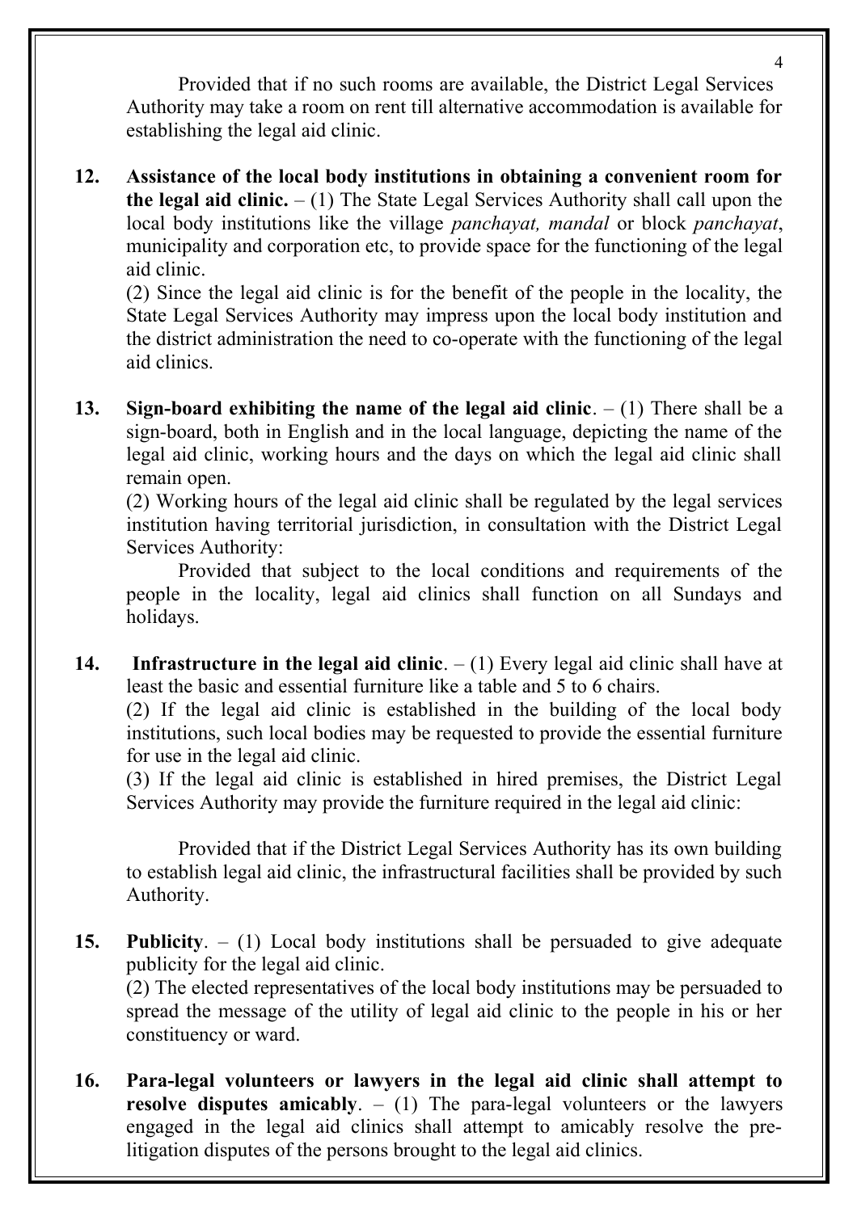Provided that if no such rooms are available, the District Legal Services Authority may take a room on rent till alternative accommodation is available for establishing the legal aid clinic.

**12. Assistance of the local body institutions in obtaining a convenient room for the legal aid clinic.** – (1) The State Legal Services Authority shall call upon the local body institutions like the village *panchayat, mandal* or block *panchayat*, municipality and corporation etc, to provide space for the functioning of the legal aid clinic.

(2) Since the legal aid clinic is for the benefit of the people in the locality, the State Legal Services Authority may impress upon the local body institution and the district administration the need to co-operate with the functioning of the legal aid clinics.

**13. Sign-board exhibiting the name of the legal aid clinic**. – (1) There shall be a sign-board, both in English and in the local language, depicting the name of the legal aid clinic, working hours and the days on which the legal aid clinic shall remain open.

(2) Working hours of the legal aid clinic shall be regulated by the legal services institution having territorial jurisdiction, in consultation with the District Legal Services Authority:

Provided that subject to the local conditions and requirements of the people in the locality, legal aid clinics shall function on all Sundays and holidays.

**14. Infrastructure in the legal aid clinic**. – (1) Every legal aid clinic shall have at least the basic and essential furniture like a table and 5 to 6 chairs.

(2) If the legal aid clinic is established in the building of the local body institutions, such local bodies may be requested to provide the essential furniture for use in the legal aid clinic.

(3) If the legal aid clinic is established in hired premises, the District Legal Services Authority may provide the furniture required in the legal aid clinic:

Provided that if the District Legal Services Authority has its own building to establish legal aid clinic, the infrastructural facilities shall be provided by such Authority.

**15. Publicity**. – (1) Local body institutions shall be persuaded to give adequate publicity for the legal aid clinic.

(2) The elected representatives of the local body institutions may be persuaded to spread the message of the utility of legal aid clinic to the people in his or her constituency or ward.

**16. Para-legal volunteers or lawyers in the legal aid clinic shall attempt to resolve disputes amicably**. – (1) The para-legal volunteers or the lawyers engaged in the legal aid clinics shall attempt to amicably resolve the pre-litigation disputes of the persons brought to the legal aid clinics.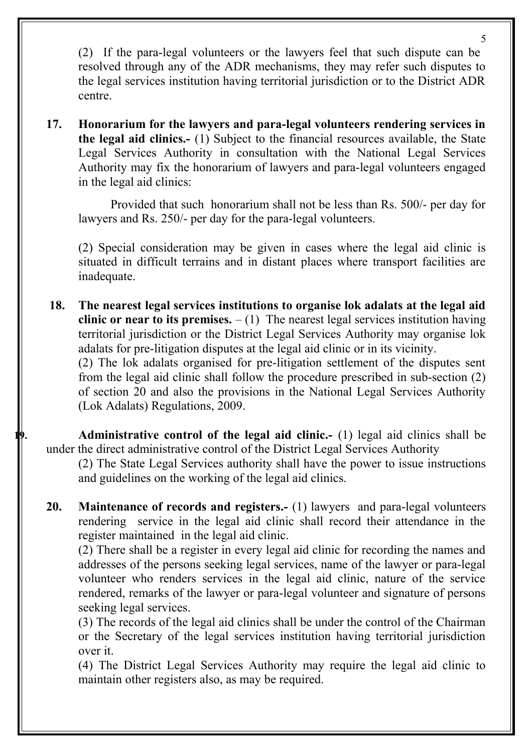(2) If the para-legal volunteers or the lawyers feel that such dispute can be resolved through any of the ADR mechanisms, they may refer such disputes to the legal services institution having territorial jurisdiction or to the District ADR centre.

**17. Honorarium for the lawyers and para-legal volunteers rendering services in the legal aid clinics.-** (1) Subject to the financial resources available, the State Legal Services Authority in consultation with the National Legal Services Authority may fix the honorarium of lawyers and para-legal volunteers engaged in the legal aid clinics:

Provided that such honorarium shall not be less than Rs. 500/- per day for lawyers and Rs. 250/- per day for the para-legal volunteers.

(2) Special consideration may be given in cases where the legal aid clinic is situated in difficult terrains and in distant places where transport facilities are inadequate.

**18. The nearest legal services institutions to organise lok adalats at the legal aid clinic or near to its premises.** – (1) The nearest legal services institution having territorial jurisdiction or the District Legal Services Authority may organise lok adalats for pre-litigation disputes at the legal aid clinic or in its vicinity.
(2) The lok adalats organised for pre-litigation settlement of the disputes sent from the legal aid clinic shall follow the procedure prescribed in sub-section (2) of section 20 and also the provisions in the National Legal Services Authority (Lok Adalats) Regulations, 2009.

**19. Administrative control of the legal aid clinic.-** (1) legal aid clinics shall be under the direct administrative control of the District Legal Services Authority
(2) The State Legal Services authority shall have the power to issue instructions and guidelines on the working of the legal aid clinics.

**20. Maintenance of records and registers.-** (1) lawyers and para-legal volunteers rendering service in the legal aid clinic shall record their attendance in the register maintained in the legal aid clinic.
(2) There shall be a register in every legal aid clinic for recording the names and addresses of the persons seeking legal services, name of the lawyer or para-legal volunteer who renders services in the legal aid clinic, nature of the service rendered, remarks of the lawyer or para-legal volunteer and signature of persons seeking legal services.
(3) The records of the legal aid clinics shall be under the control of the Chairman or the Secretary of the legal services institution having territorial jurisdiction over it.
(4) The District Legal Services Authority may require the legal aid clinic to maintain other registers also, as may be required.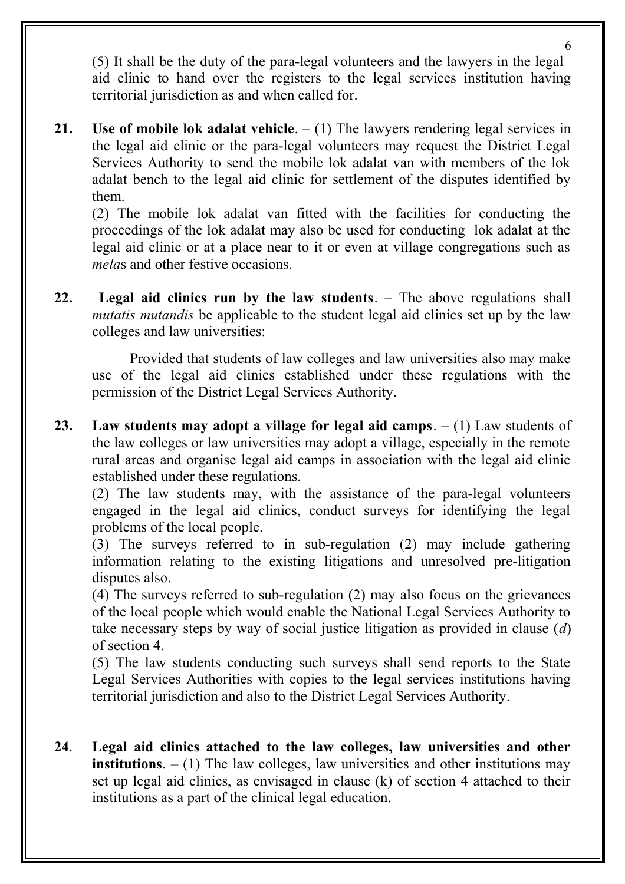(5) It shall be the duty of the para-legal volunteers and the lawyers in the legal aid clinic to hand over the registers to the legal services institution having territorial jurisdiction as and when called for.

**21. Use of mobile lok adalat vehicle**. – (1) The lawyers rendering legal services in the legal aid clinic or the para-legal volunteers may request the District Legal Services Authority to send the mobile lok adalat van with members of the lok adalat bench to the legal aid clinic for settlement of the disputes identified by them.

(2) The mobile lok adalat van fitted with the facilities for conducting the proceedings of the lok adalat may also be used for conducting lok adalat at the legal aid clinic or at a place near to it or even at village congregations such as *mela*s and other festive occasions.

**22. Legal aid clinics run by the law students**. – The above regulations shall *mutatis mutandis* be applicable to the student legal aid clinics set up by the law colleges and law universities:

Provided that students of law colleges and law universities also may make use of the legal aid clinics established under these regulations with the permission of the District Legal Services Authority.

**23. Law students may adopt a village for legal aid camps**. – (1) Law students of the law colleges or law universities may adopt a village, especially in the remote rural areas and organise legal aid camps in association with the legal aid clinic established under these regulations.

(2) The law students may, with the assistance of the para-legal volunteers engaged in the legal aid clinics, conduct surveys for identifying the legal problems of the local people.

(3) The surveys referred to in sub-regulation (2) may include gathering information relating to the existing litigations and unresolved pre-litigation disputes also.

(4) The surveys referred to sub-regulation (2) may also focus on the grievances of the local people which would enable the National Legal Services Authority to take necessary steps by way of social justice litigation as provided in clause (*d*) of section 4.

(5) The law students conducting such surveys shall send reports to the State Legal Services Authorities with copies to the legal services institutions having territorial jurisdiction and also to the District Legal Services Authority.

**24**. **Legal aid clinics attached to the law colleges, law universities and other institutions**. – (1) The law colleges, law universities and other institutions may set up legal aid clinics, as envisaged in clause (k) of section 4 attached to their institutions as a part of the clinical legal education.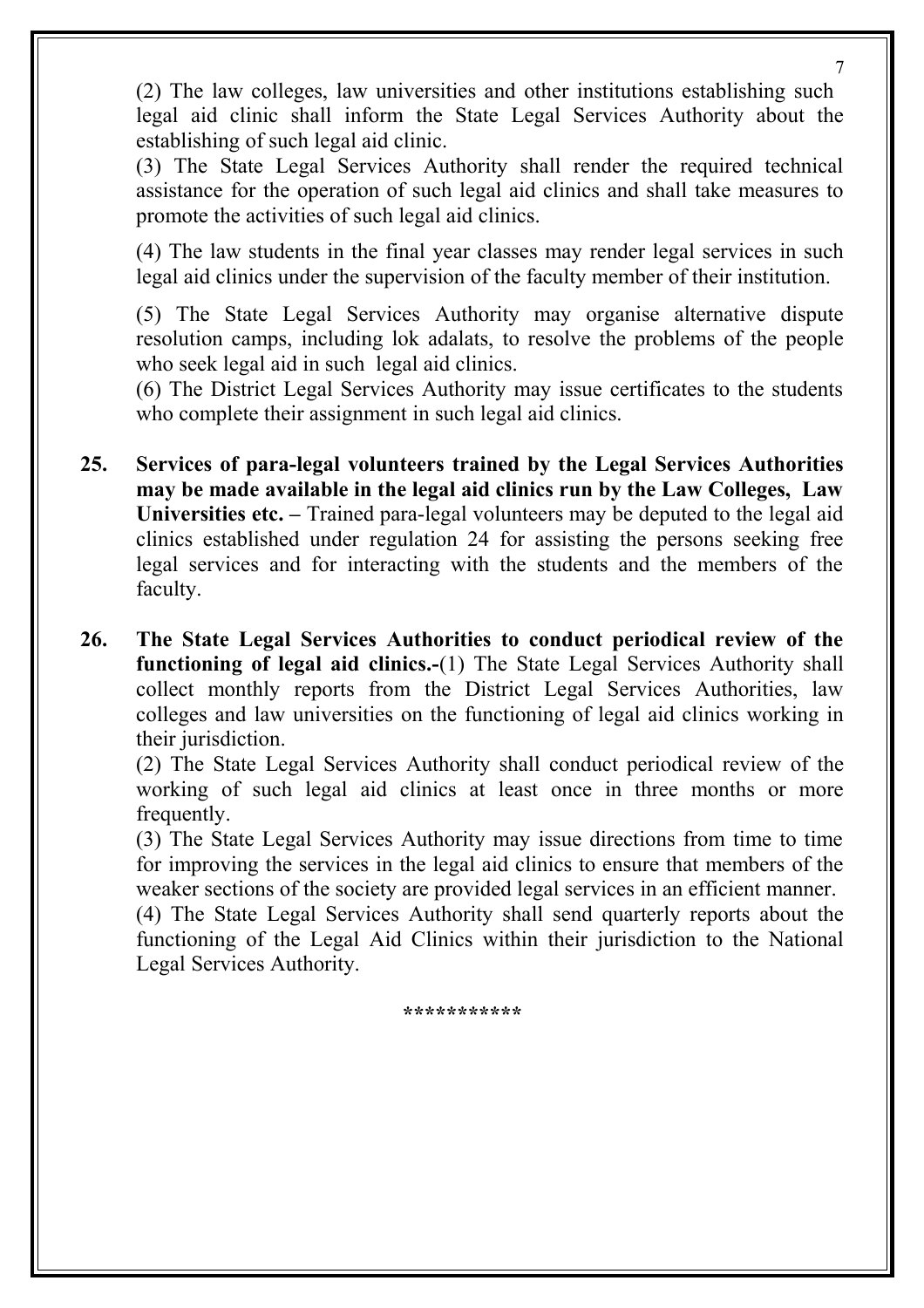(2) The law colleges, law universities and other institutions establishing such legal aid clinic shall inform the State Legal Services Authority about the establishing of such legal aid clinic.

(3) The State Legal Services Authority shall render the required technical assistance for the operation of such legal aid clinics and shall take measures to promote the activities of such legal aid clinics.

(4) The law students in the final year classes may render legal services in such legal aid clinics under the supervision of the faculty member of their institution.

(5) The State Legal Services Authority may organise alternative dispute resolution camps, including lok adalats, to resolve the problems of the people who seek legal aid in such legal aid clinics.

(6) The District Legal Services Authority may issue certificates to the students who complete their assignment in such legal aid clinics.

**25. Services of para-legal volunteers trained by the Legal Services Authorities may be made available in the legal aid clinics run by the Law Colleges, Law Universities etc. –** Trained para-legal volunteers may be deputed to the legal aid clinics established under regulation 24 for assisting the persons seeking free legal services and for interacting with the students and the members of the faculty.

**26. The State Legal Services Authorities to conduct periodical review of the functioning of legal aid clinics.-**(1) The State Legal Services Authority shall collect monthly reports from the District Legal Services Authorities, law colleges and law universities on the functioning of legal aid clinics working in their jurisdiction.

(2) The State Legal Services Authority shall conduct periodical review of the working of such legal aid clinics at least once in three months or more frequently.

(3) The State Legal Services Authority may issue directions from time to time for improving the services in the legal aid clinics to ensure that members of the weaker sections of the society are provided legal services in an efficient manner.

(4) The State Legal Services Authority shall send quarterly reports about the functioning of the Legal Aid Clinics within their jurisdiction to the National Legal Services Authority.

***********